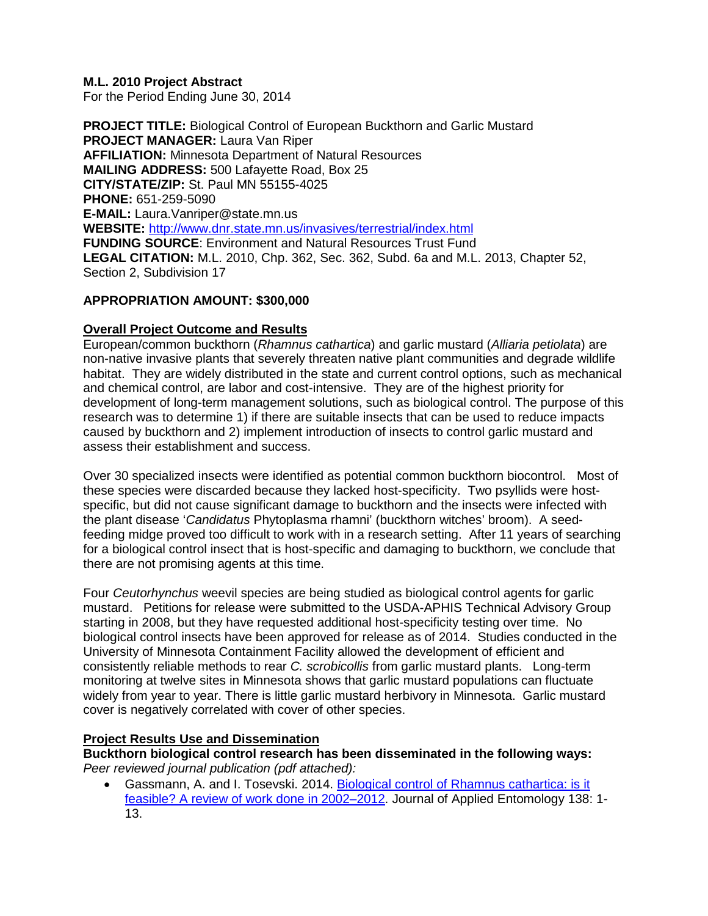**M.L. 2010 Project Abstract**
For the Period Ending June 30, 2014

**PROJECT TITLE:** Biological Control of European Buckthorn and Garlic Mustard
**PROJECT MANAGER:** Laura Van Riper
**AFFILIATION:** Minnesota Department of Natural Resources
**MAILING ADDRESS:** 500 Lafayette Road, Box 25
**CITY/STATE/ZIP:** St. Paul MN 55155-4025
**PHONE:** 651-259-5090
**E-MAIL:** Laura.Vanriper@state.mn.us
**WEBSITE:** [http://www.dnr.state.mn.us/invasives/terrestrial/index.html](http://www.dnr.state.mn.us/invasives/terrestrial/index.html)
**FUNDING SOURCE**: Environment and Natural Resources Trust Fund
**LEGAL CITATION:** M.L. 2010, Chp. 362, Sec. 362, Subd. 6a and M.L. 2013, Chapter 52, Section 2, Subdivision 17

**APPROPRIATION AMOUNT: $300,000**

## Overall Project Outcome and Results

European/common buckthorn (*Rhamnus cathartica*) and garlic mustard (*Alliaria petiolata*) are non-native invasive plants that severely threaten native plant communities and degrade wildlife habitat. They are widely distributed in the state and current control options, such as mechanical and chemical control, are labor and cost-intensive. They are of the highest priority for development of long-term management solutions, such as biological control. The purpose of this research was to determine 1) if there are suitable insects that can be used to reduce impacts caused by buckthorn and 2) implement introduction of insects to control garlic mustard and assess their establishment and success.

Over 30 specialized insects were identified as potential common buckthorn biocontrol. Most of these species were discarded because they lacked host-specificity. Two psyllids were host-specific, but did not cause significant damage to buckthorn and the insects were infected with the plant disease '*Candidatus* Phytoplasma rhamni' (buckthorn witches' broom). A seed-feeding midge proved too difficult to work with in a research setting. After 11 years of searching for a biological control insect that is host-specific and damaging to buckthorn, we conclude that there are not promising agents at this time.

Four *Ceutorhynchus* weevil species are being studied as biological control agents for garlic mustard. Petitions for release were submitted to the USDA-APHIS Technical Advisory Group starting in 2008, but they have requested additional host-specificity testing over time. No biological control insects have been approved for release as of 2014. Studies conducted in the University of Minnesota Containment Facility allowed the development of efficient and consistently reliable methods to rear *C. scrobicollis* from garlic mustard plants. Long-term monitoring at twelve sites in Minnesota shows that garlic mustard populations can fluctuate widely from year to year. There is little garlic mustard herbivory in Minnesota. Garlic mustard cover is negatively correlated with cover of other species.

## Project Results Use and Dissemination

**Buckthorn biological control research has been disseminated in the following ways:**
*Peer reviewed journal publication (pdf attached):*

- Gassmann, A. and I. Tosevski. 2014. Biological control of Rhamnus cathartica: is it feasible? A review of work done in 2002–2012. Journal of Applied Entomology 138: 1-13.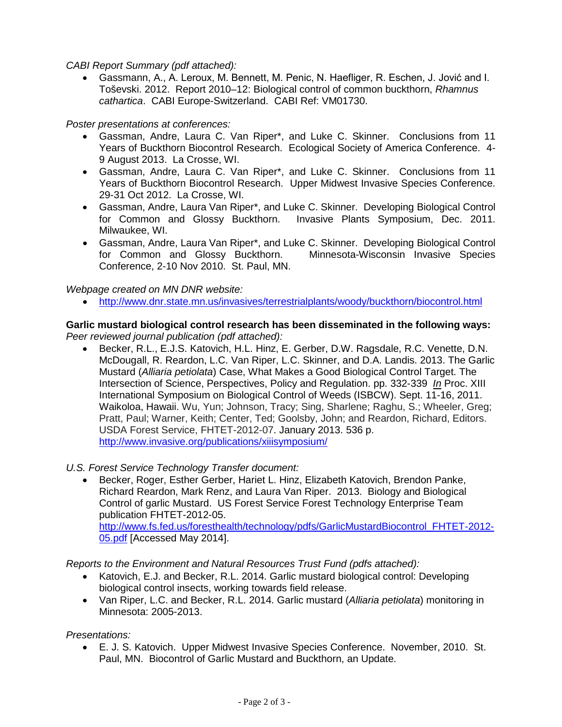*CABI Report Summary (pdf attached):*

- Gassmann, A., A. Leroux, M. Bennett, M. Penic, N. Haefliger, R. Eschen, J. Jović and I. Toševski. 2012. Report 2010–12: Biological control of common buckthorn, *Rhamnus cathartica*. CABI Europe-Switzerland. CABI Ref: VM01730.

*Poster presentations at conferences:*

- Gassman, Andre, Laura C. Van Riper*, and Luke C. Skinner. Conclusions from 11 Years of Buckthorn Biocontrol Research. Ecological Society of America Conference. 4-9 August 2013. La Crosse, WI.
- Gassman, Andre, Laura C. Van Riper*, and Luke C. Skinner. Conclusions from 11 Years of Buckthorn Biocontrol Research. Upper Midwest Invasive Species Conference. 29-31 Oct 2012. La Crosse, WI.
- Gassman, Andre, Laura Van Riper*, and Luke C. Skinner. Developing Biological Control for Common and Glossy Buckthorn. Invasive Plants Symposium, Dec. 2011. Milwaukee, WI.
- Gassman, Andre, Laura Van Riper*, and Luke C. Skinner. Developing Biological Control for Common and Glossy Buckthorn. Minnesota-Wisconsin Invasive Species Conference, 2-10 Nov 2010. St. Paul, MN.

*Webpage created on MN DNR website:*

- http://www.dnr.state.mn.us/invasives/terrestrialplants/woody/buckthorn/biocontrol.html

**Garlic mustard biological control research has been disseminated in the following ways:**
*Peer reviewed journal publication (pdf attached):*

- Becker, R.L., E.J.S. Katovich, H.L. Hinz, E. Gerber, D.W. Ragsdale, R.C. Venette, D.N. McDougall, R. Reardon, L.C. Van Riper, L.C. Skinner, and D.A. Landis. 2013. The Garlic Mustard (*Alliaria petiolata*) Case, What Makes a Good Biological Control Target. The Intersection of Science, Perspectives, Policy and Regulation. pp. 332-339 *In* Proc. XIII International Symposium on Biological Control of Weeds (ISBCW). Sept. 11-16, 2011. Waikoloa, Hawaii. Wu, Yun; Johnson, Tracy; Sing, Sharlene; Raghu, S.; Wheeler, Greg; Pratt, Paul; Warner, Keith; Center, Ted; Goolsby, John; and Reardon, Richard, Editors. USDA Forest Service, FHTET-2012-07. January 2013. 536 p. http://www.invasive.org/publications/xiiisymposium/

*U.S. Forest Service Technology Transfer document:*

- Becker, Roger, Esther Gerber, Hariet L. Hinz, Elizabeth Katovich, Brendon Panke, Richard Reardon, Mark Renz, and Laura Van Riper. 2013. Biology and Biological Control of garlic Mustard. US Forest Service Forest Technology Enterprise Team publication FHTET-2012-05. http://www.fs.fed.us/foresthealth/technology/pdfs/GarlicMustardBiocontrol_FHTET-2012-05.pdf [Accessed May 2014].

*Reports to the Environment and Natural Resources Trust Fund (pdfs attached):*

- Katovich, E.J. and Becker, R.L. 2014. Garlic mustard biological control: Developing biological control insects, working towards field release.
- Van Riper, L.C. and Becker, R.L. 2014. Garlic mustard (*Alliaria petiolata*) monitoring in Minnesota: 2005-2013.

*Presentations:*

- E. J. S. Katovich. Upper Midwest Invasive Species Conference. November, 2010. St. Paul, MN. Biocontrol of Garlic Mustard and Buckthorn, an Update.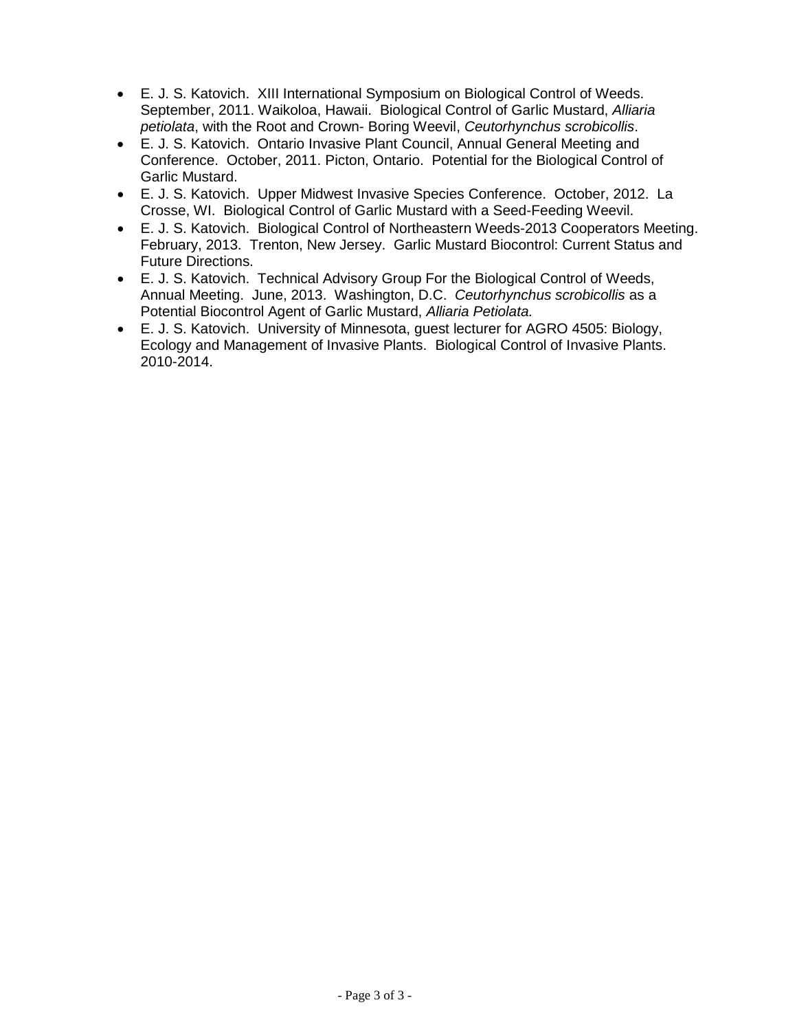- E. J. S. Katovich. XIII International Symposium on Biological Control of Weeds. September, 2011. Waikoloa, Hawaii. Biological Control of Garlic Mustard, *Alliaria petiolata*, with the Root and Crown- Boring Weevil, *Ceutorhynchus scrobicollis*.
- E. J. S. Katovich. Ontario Invasive Plant Council, Annual General Meeting and Conference. October, 2011. Picton, Ontario. Potential for the Biological Control of Garlic Mustard.
- E. J. S. Katovich. Upper Midwest Invasive Species Conference. October, 2012. La Crosse, WI. Biological Control of Garlic Mustard with a Seed-Feeding Weevil.
- E. J. S. Katovich. Biological Control of Northeastern Weeds-2013 Cooperators Meeting. February, 2013. Trenton, New Jersey. Garlic Mustard Biocontrol: Current Status and Future Directions.
- E. J. S. Katovich. Technical Advisory Group For the Biological Control of Weeds, Annual Meeting. June, 2013. Washington, D.C. *Ceutorhynchus scrobicollis* as a Potential Biocontrol Agent of Garlic Mustard, *Alliaria Petiolata.*
- E. J. S. Katovich. University of Minnesota, guest lecturer for AGRO 4505: Biology, Ecology and Management of Invasive Plants. Biological Control of Invasive Plants. 2010-2014.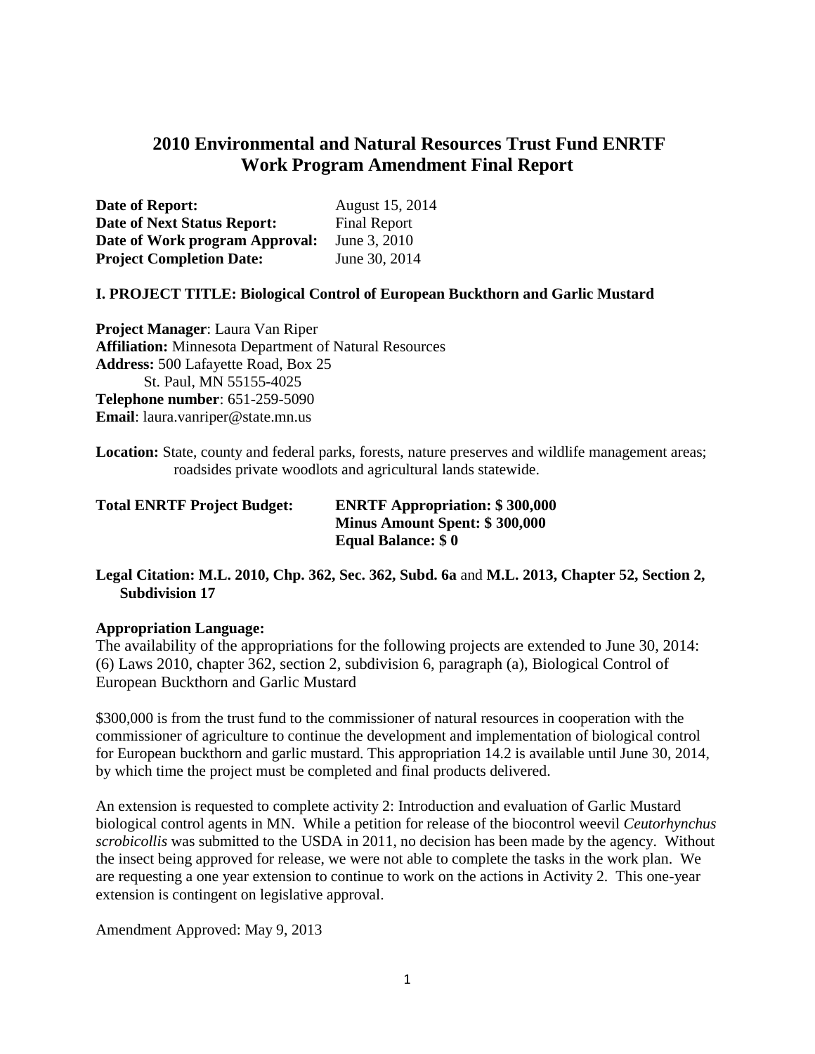# 2010 Environmental and Natural Resources Trust Fund ENRTF
# Work Program Amendment Final Report

**Date of Report:** August 15, 2014
**Date of Next Status Report:** Final Report
**Date of Work program Approval:** June 3, 2010
**Project Completion Date:** June 30, 2014

**I. PROJECT TITLE: Biological Control of European Buckthorn and Garlic Mustard**

**Project Manager**: Laura Van Riper
**Affiliation:** Minnesota Department of Natural Resources
**Address:** 500 Lafayette Road, Box 25
St. Paul, MN 55155-4025
**Telephone number**: 651-259-5090
**Email**: laura.vanriper@state.mn.us

**Location:** State, county and federal parks, forests, nature preserves and wildlife management areas; roadsides private woodlots and agricultural lands statewide.

**Total ENRTF Project Budget:** **ENRTF Appropriation: $ 300,000**
**Minus Amount Spent: $ 300,000**
**Equal Balance: $ 0**

**Legal Citation: M.L. 2010, Chp. 362, Sec. 362, Subd. 6a** and **M.L. 2013, Chapter 52, Section 2, Subdivision 17**

**Appropriation Language:**
The availability of the appropriations for the following projects are extended to June 30, 2014: (6) Laws 2010, chapter 362, section 2, subdivision 6, paragraph (a), Biological Control of European Buckthorn and Garlic Mustard

$300,000 is from the trust fund to the commissioner of natural resources in cooperation with the commissioner of agriculture to continue the development and implementation of biological control for European buckthorn and garlic mustard. This appropriation 14.2 is available until June 30, 2014, by which time the project must be completed and final products delivered.

An extension is requested to complete activity 2: Introduction and evaluation of Garlic Mustard biological control agents in MN. While a petition for release of the biocontrol weevil *Ceutorhynchus scrobicollis* was submitted to the USDA in 2011, no decision has been made by the agency. Without the insect being approved for release, we were not able to complete the tasks in the work plan. We are requesting a one year extension to continue to work on the actions in Activity 2. This one-year extension is contingent on legislative approval.

Amendment Approved: May 9, 2013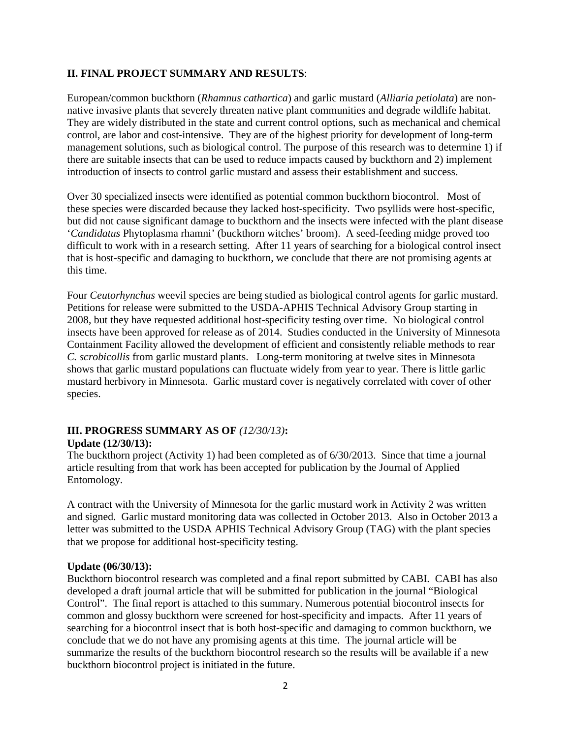**II. FINAL PROJECT SUMMARY AND RESULTS**:

European/common buckthorn (*Rhamnus cathartica*) and garlic mustard (*Alliaria petiolata*) are non-native invasive plants that severely threaten native plant communities and degrade wildlife habitat. They are widely distributed in the state and current control options, such as mechanical and chemical control, are labor and cost-intensive. They are of the highest priority for development of long-term management solutions, such as biological control. The purpose of this research was to determine 1) if there are suitable insects that can be used to reduce impacts caused by buckthorn and 2) implement introduction of insects to control garlic mustard and assess their establishment and success.

Over 30 specialized insects were identified as potential common buckthorn biocontrol. Most of these species were discarded because they lacked host-specificity. Two psyllids were host-specific, but did not cause significant damage to buckthorn and the insects were infected with the plant disease '*Candidatus* Phytoplasma rhamni' (buckthorn witches' broom). A seed-feeding midge proved too difficult to work with in a research setting. After 11 years of searching for a biological control insect that is host-specific and damaging to buckthorn, we conclude that there are not promising agents at this time.

Four *Ceutorhynchus* weevil species are being studied as biological control agents for garlic mustard. Petitions for release were submitted to the USDA-APHIS Technical Advisory Group starting in 2008, but they have requested additional host-specificity testing over time. No biological control insects have been approved for release as of 2014. Studies conducted in the University of Minnesota Containment Facility allowed the development of efficient and consistently reliable methods to rear *C. scrobicollis* from garlic mustard plants. Long-term monitoring at twelve sites in Minnesota shows that garlic mustard populations can fluctuate widely from year to year. There is little garlic mustard herbivory in Minnesota. Garlic mustard cover is negatively correlated with cover of other species.

**III. PROGRESS SUMMARY AS OF** *(12/30/13)***:**

**Update (12/30/13):**

The buckthorn project (Activity 1) had been completed as of 6/30/2013. Since that time a journal article resulting from that work has been accepted for publication by the Journal of Applied Entomology.

A contract with the University of Minnesota for the garlic mustard work in Activity 2 was written and signed. Garlic mustard monitoring data was collected in October 2013. Also in October 2013 a letter was submitted to the USDA APHIS Technical Advisory Group (TAG) with the plant species that we propose for additional host-specificity testing.

**Update (06/30/13):**

Buckthorn biocontrol research was completed and a final report submitted by CABI. CABI has also developed a draft journal article that will be submitted for publication in the journal "Biological Control". The final report is attached to this summary. Numerous potential biocontrol insects for common and glossy buckthorn were screened for host-specificity and impacts. After 11 years of searching for a biocontrol insect that is both host-specific and damaging to common buckthorn, we conclude that we do not have any promising agents at this time. The journal article will be summarize the results of the buckthorn biocontrol research so the results will be available if a new buckthorn biocontrol project is initiated in the future.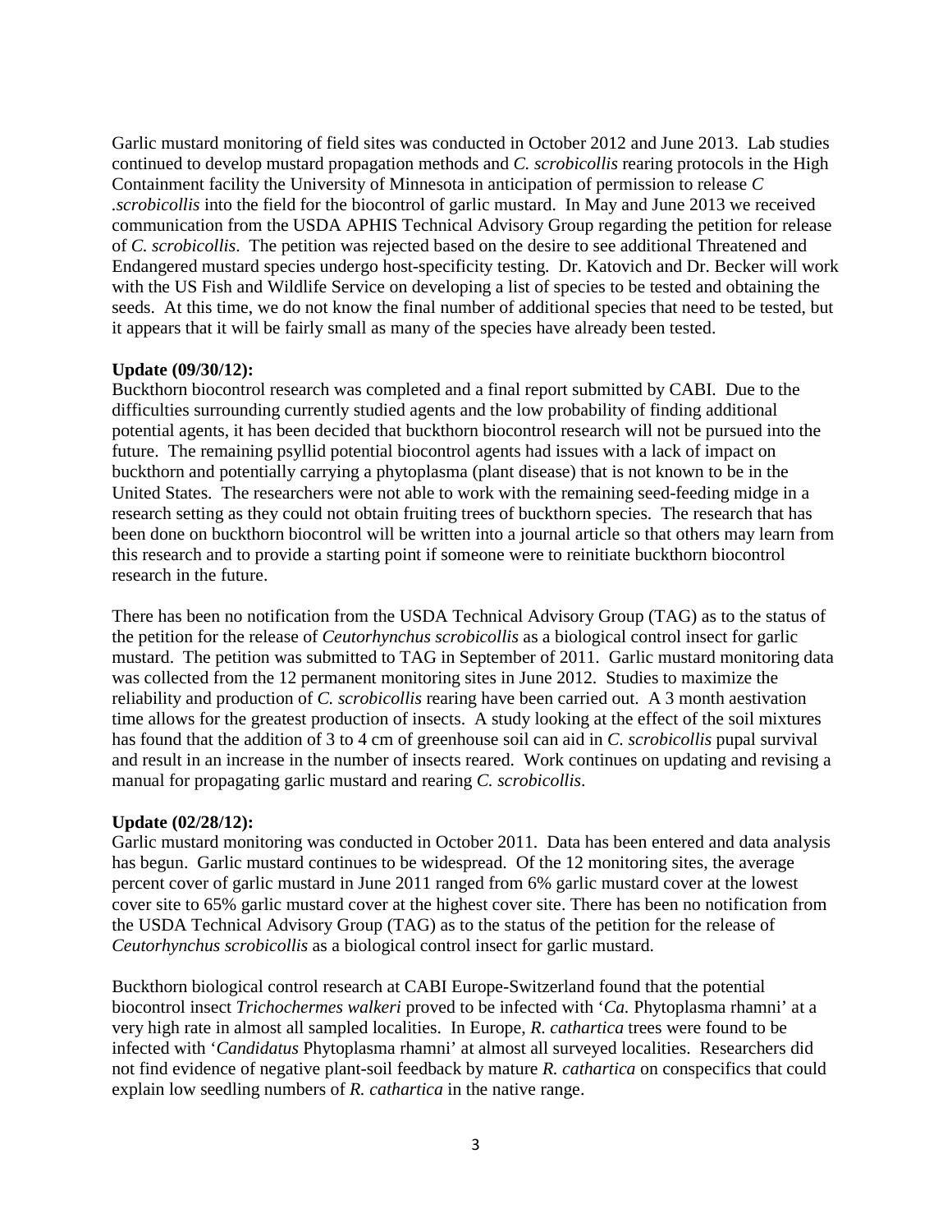Garlic mustard monitoring of field sites was conducted in October 2012 and June 2013. Lab studies continued to develop mustard propagation methods and *C. scrobicollis* rearing protocols in the High Containment facility the University of Minnesota in anticipation of permission to release *C .scrobicollis* into the field for the biocontrol of garlic mustard. In May and June 2013 we received communication from the USDA APHIS Technical Advisory Group regarding the petition for release of *C. scrobicollis*. The petition was rejected based on the desire to see additional Threatened and Endangered mustard species undergo host-specificity testing. Dr. Katovich and Dr. Becker will work with the US Fish and Wildlife Service on developing a list of species to be tested and obtaining the seeds. At this time, we do not know the final number of additional species that need to be tested, but it appears that it will be fairly small as many of the species have already been tested.

**Update (09/30/12):**
Buckthorn biocontrol research was completed and a final report submitted by CABI. Due to the difficulties surrounding currently studied agents and the low probability of finding additional potential agents, it has been decided that buckthorn biocontrol research will not be pursued into the future. The remaining psyllid potential biocontrol agents had issues with a lack of impact on buckthorn and potentially carrying a phytoplasma (plant disease) that is not known to be in the United States. The researchers were not able to work with the remaining seed-feeding midge in a research setting as they could not obtain fruiting trees of buckthorn species. The research that has been done on buckthorn biocontrol will be written into a journal article so that others may learn from this research and to provide a starting point if someone were to reinitiate buckthorn biocontrol research in the future.

There has been no notification from the USDA Technical Advisory Group (TAG) as to the status of the petition for the release of *Ceutorhynchus scrobicollis* as a biological control insect for garlic mustard. The petition was submitted to TAG in September of 2011. Garlic mustard monitoring data was collected from the 12 permanent monitoring sites in June 2012. Studies to maximize the reliability and production of *C. scrobicollis* rearing have been carried out. A 3 month aestivation time allows for the greatest production of insects. A study looking at the effect of the soil mixtures has found that the addition of 3 to 4 cm of greenhouse soil can aid in *C. scrobicollis* pupal survival and result in an increase in the number of insects reared. Work continues on updating and revising a manual for propagating garlic mustard and rearing *C. scrobicollis*.

**Update (02/28/12):**
Garlic mustard monitoring was conducted in October 2011. Data has been entered and data analysis has begun. Garlic mustard continues to be widespread. Of the 12 monitoring sites, the average percent cover of garlic mustard in June 2011 ranged from 6% garlic mustard cover at the lowest cover site to 65% garlic mustard cover at the highest cover site. There has been no notification from the USDA Technical Advisory Group (TAG) as to the status of the petition for the release of *Ceutorhynchus scrobicollis* as a biological control insect for garlic mustard.

Buckthorn biological control research at CABI Europe-Switzerland found that the potential biocontrol insect *Trichochermes walkeri* proved to be infected with '*Ca.* Phytoplasma rhamni' at a very high rate in almost all sampled localities. In Europe, *R. cathartica* trees were found to be infected with '*Candidatus* Phytoplasma rhamni' at almost all surveyed localities. Researchers did not find evidence of negative plant-soil feedback by mature *R. cathartica* on conspecifics that could explain low seedling numbers of *R. cathartica* in the native range.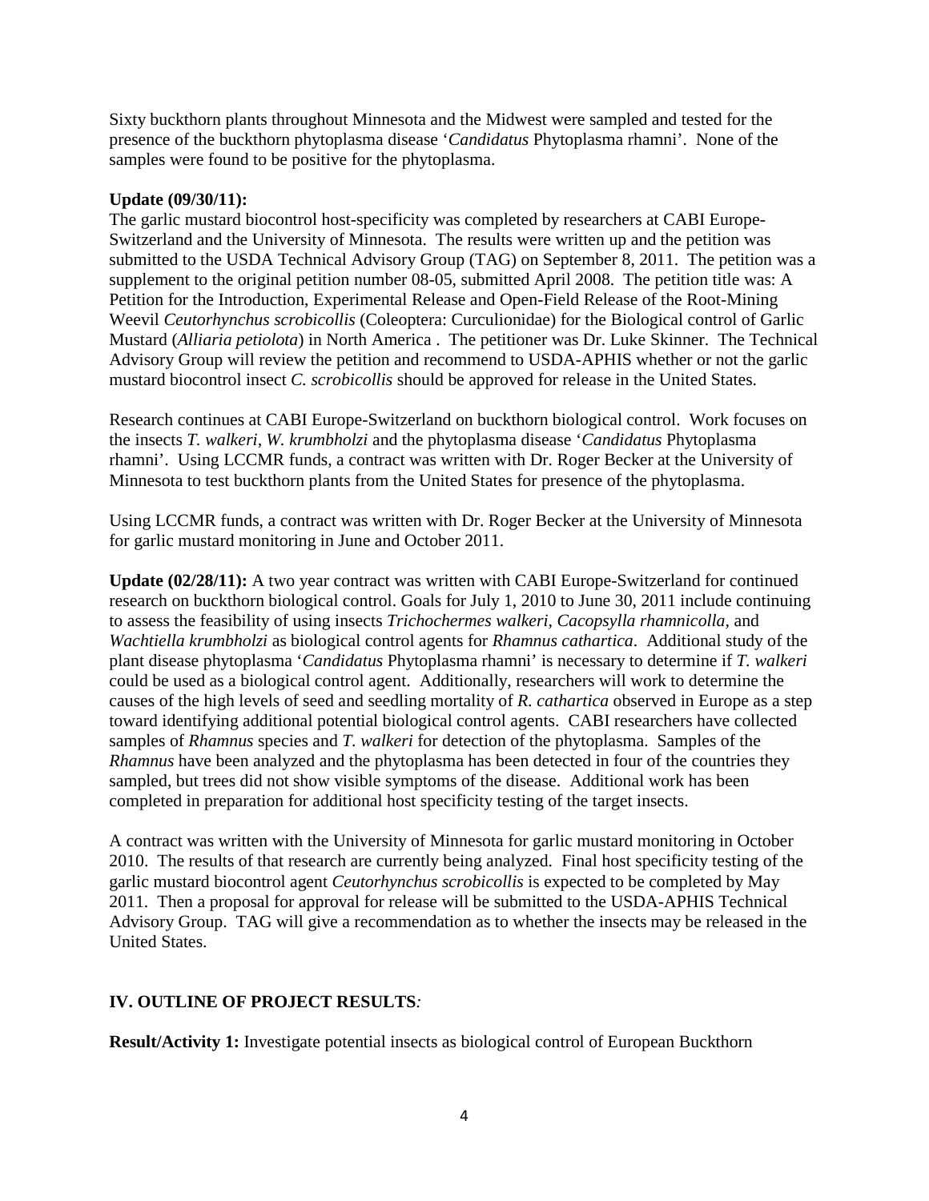Sixty buckthorn plants throughout Minnesota and the Midwest were sampled and tested for the presence of the buckthorn phytoplasma disease '*Candidatus* Phytoplasma rhamni'. None of the samples were found to be positive for the phytoplasma.

**Update (09/30/11):**
The garlic mustard biocontrol host-specificity was completed by researchers at CABI Europe-Switzerland and the University of Minnesota. The results were written up and the petition was submitted to the USDA Technical Advisory Group (TAG) on September 8, 2011. The petition was a supplement to the original petition number 08-05, submitted April 2008. The petition title was: A Petition for the Introduction, Experimental Release and Open-Field Release of the Root-Mining Weevil *Ceutorhynchus scrobicollis* (Coleoptera: Curculionidae) for the Biological control of Garlic Mustard (*Alliaria petiolota*) in North America . The petitioner was Dr. Luke Skinner. The Technical Advisory Group will review the petition and recommend to USDA-APHIS whether or not the garlic mustard biocontrol insect *C. scrobicollis* should be approved for release in the United States.

Research continues at CABI Europe-Switzerland on buckthorn biological control. Work focuses on the insects *T. walkeri*, *W. krumbholzi* and the phytoplasma disease '*Candidatus* Phytoplasma rhamni'. Using LCCMR funds, a contract was written with Dr. Roger Becker at the University of Minnesota to test buckthorn plants from the United States for presence of the phytoplasma.

Using LCCMR funds, a contract was written with Dr. Roger Becker at the University of Minnesota for garlic mustard monitoring in June and October 2011.

**Update (02/28/11):** A two year contract was written with CABI Europe-Switzerland for continued research on buckthorn biological control. Goals for July 1, 2010 to June 30, 2011 include continuing to assess the feasibility of using insects *Trichochermes walkeri*, *Cacopsylla rhamnicolla*, and *Wachtiella krumbholzi* as biological control agents for *Rhamnus cathartica*. Additional study of the plant disease phytoplasma '*Candidatus* Phytoplasma rhamni' is necessary to determine if *T. walkeri* could be used as a biological control agent. Additionally, researchers will work to determine the causes of the high levels of seed and seedling mortality of *R. cathartica* observed in Europe as a step toward identifying additional potential biological control agents. CABI researchers have collected samples of *Rhamnus* species and *T. walkeri* for detection of the phytoplasma. Samples of the *Rhamnus* have been analyzed and the phytoplasma has been detected in four of the countries they sampled, but trees did not show visible symptoms of the disease. Additional work has been completed in preparation for additional host specificity testing of the target insects.

A contract was written with the University of Minnesota for garlic mustard monitoring in October 2010. The results of that research are currently being analyzed. Final host specificity testing of the garlic mustard biocontrol agent *Ceutorhynchus scrobicollis* is expected to be completed by May 2011. Then a proposal for approval for release will be submitted to the USDA-APHIS Technical Advisory Group. TAG will give a recommendation as to whether the insects may be released in the United States.

## IV. OUTLINE OF PROJECT RESULTS*:*

**Result/Activity 1:** Investigate potential insects as biological control of European Buckthorn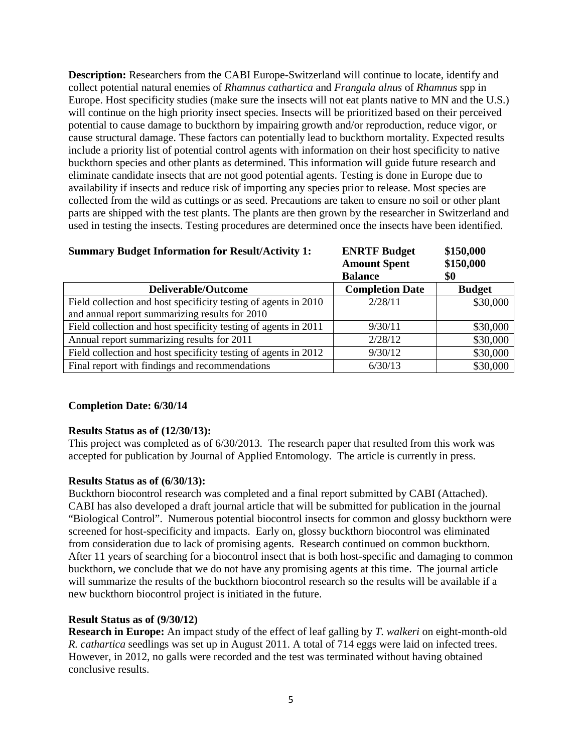**Description:** Researchers from the CABI Europe-Switzerland will continue to locate, identify and collect potential natural enemies of *Rhamnus cathartica* and *Frangula alnus* of *Rhamnus* spp in Europe. Host specificity studies (make sure the insects will not eat plants native to MN and the U.S.) will continue on the high priority insect species. Insects will be prioritized based on their perceived potential to cause damage to buckthorn by impairing growth and/or reproduction, reduce vigor, or cause structural damage. These factors can potentially lead to buckthorn mortality. Expected results include a priority list of potential control agents with information on their host specificity to native buckthorn species and other plants as determined. This information will guide future research and eliminate candidate insects that are not good potential agents. Testing is done in Europe due to availability if insects and reduce risk of importing any species prior to release. Most species are collected from the wild as cuttings or as seed. Precautions are taken to ensure no soil or other plant parts are shipped with the test plants. The plants are then grown by the researcher in Switzerland and used in testing the insects. Testing procedures are determined once the insects have been identified.

**Summary Budget Information for Result/Activity 1:** **ENRTF Budget** **$150,000**
**Amount Spent** **$150,000**
**Balance** **$0**

| Deliverable/Outcome | Completion Date | Budget |
|---|---|---|
| Field collection and host specificity testing of agents in 2010 and annual report summarizing results for 2010 | 2/28/11 | $30,000 |
| Field collection and host specificity testing of agents in 2011 | 9/30/11 | $30,000 |
| Annual report summarizing results for 2011 | 2/28/12 | $30,000 |
| Field collection and host specificity testing of agents in 2012 | 9/30/12 | $30,000 |
| Final report with findings and recommendations | 6/30/13 | $30,000 |

**Completion Date: 6/30/14**

**Results Status as of (12/30/13):**
This project was completed as of 6/30/2013. The research paper that resulted from this work was accepted for publication by Journal of Applied Entomology. The article is currently in press.

**Results Status as of (6/30/13):**
Buckthorn biocontrol research was completed and a final report submitted by CABI (Attached). CABI has also developed a draft journal article that will be submitted for publication in the journal "Biological Control". Numerous potential biocontrol insects for common and glossy buckthorn were screened for host-specificity and impacts. Early on, glossy buckthorn biocontrol was eliminated from consideration due to lack of promising agents. Research continued on common buckthorn. After 11 years of searching for a biocontrol insect that is both host-specific and damaging to common buckthorn, we conclude that we do not have any promising agents at this time. The journal article will summarize the results of the buckthorn biocontrol research so the results will be available if a new buckthorn biocontrol project is initiated in the future.

**Result Status as of (9/30/12)**
**Research in Europe:** An impact study of the effect of leaf galling by *T. walkeri* on eight-month-old *R. cathartica* seedlings was set up in August 2011. A total of 714 eggs were laid on infected trees. However, in 2012, no galls were recorded and the test was terminated without having obtained conclusive results.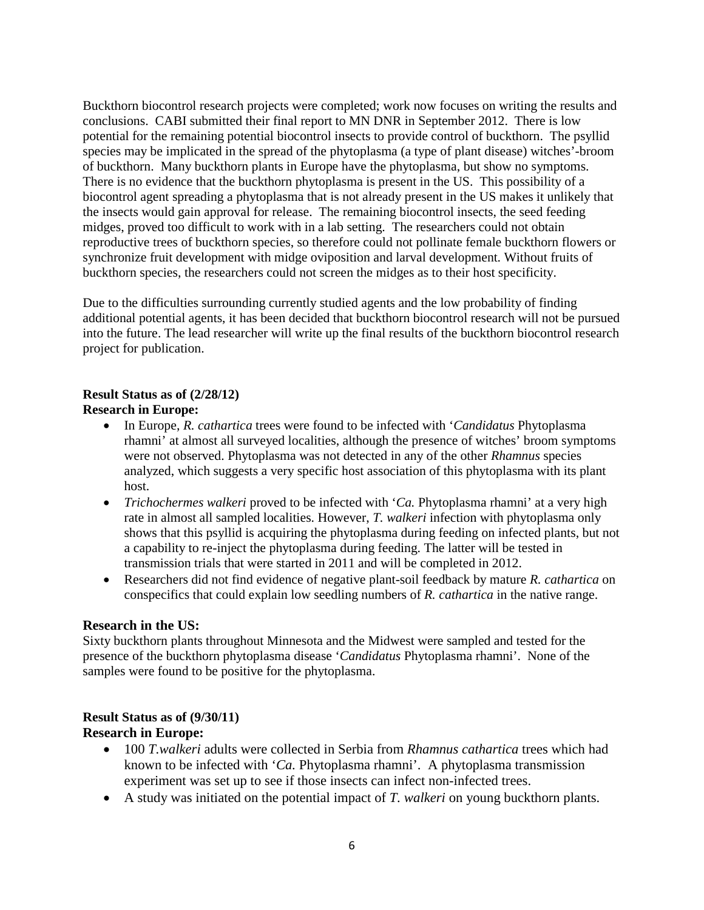Buckthorn biocontrol research projects were completed; work now focuses on writing the results and conclusions. CABI submitted their final report to MN DNR in September 2012. There is low potential for the remaining potential biocontrol insects to provide control of buckthorn. The psyllid species may be implicated in the spread of the phytoplasma (a type of plant disease) witches'-broom of buckthorn. Many buckthorn plants in Europe have the phytoplasma, but show no symptoms. There is no evidence that the buckthorn phytoplasma is present in the US. This possibility of a biocontrol agent spreading a phytoplasma that is not already present in the US makes it unlikely that the insects would gain approval for release. The remaining biocontrol insects, the seed feeding midges, proved too difficult to work with in a lab setting. The researchers could not obtain reproductive trees of buckthorn species, so therefore could not pollinate female buckthorn flowers or synchronize fruit development with midge oviposition and larval development. Without fruits of buckthorn species, the researchers could not screen the midges as to their host specificity.

Due to the difficulties surrounding currently studied agents and the low probability of finding additional potential agents, it has been decided that buckthorn biocontrol research will not be pursued into the future. The lead researcher will write up the final results of the buckthorn biocontrol research project for publication.

**Result Status as of (2/28/12)**

**Research in Europe:**

- In Europe, *R. cathartica* trees were found to be infected with '*Candidatus* Phytoplasma rhamni' at almost all surveyed localities, although the presence of witches' broom symptoms were not observed. Phytoplasma was not detected in any of the other *Rhamnus* species analyzed, which suggests a very specific host association of this phytoplasma with its plant host.
- *Trichochermes walkeri* proved to be infected with '*Ca.* Phytoplasma rhamni' at a very high rate in almost all sampled localities. However, *T. walkeri* infection with phytoplasma only shows that this psyllid is acquiring the phytoplasma during feeding on infected plants, but not a capability to re-inject the phytoplasma during feeding. The latter will be tested in transmission trials that were started in 2011 and will be completed in 2012.
- Researchers did not find evidence of negative plant-soil feedback by mature *R. cathartica* on conspecifics that could explain low seedling numbers of *R. cathartica* in the native range.

**Research in the US:**

Sixty buckthorn plants throughout Minnesota and the Midwest were sampled and tested for the presence of the buckthorn phytoplasma disease '*Candidatus* Phytoplasma rhamni'. None of the samples were found to be positive for the phytoplasma.

**Result Status as of (9/30/11)**

**Research in Europe:**

- 100 *T.walkeri* adults were collected in Serbia from *Rhamnus cathartica* trees which had known to be infected with '*Ca.* Phytoplasma rhamni'. A phytoplasma transmission experiment was set up to see if those insects can infect non-infected trees.
- A study was initiated on the potential impact of *T. walkeri* on young buckthorn plants.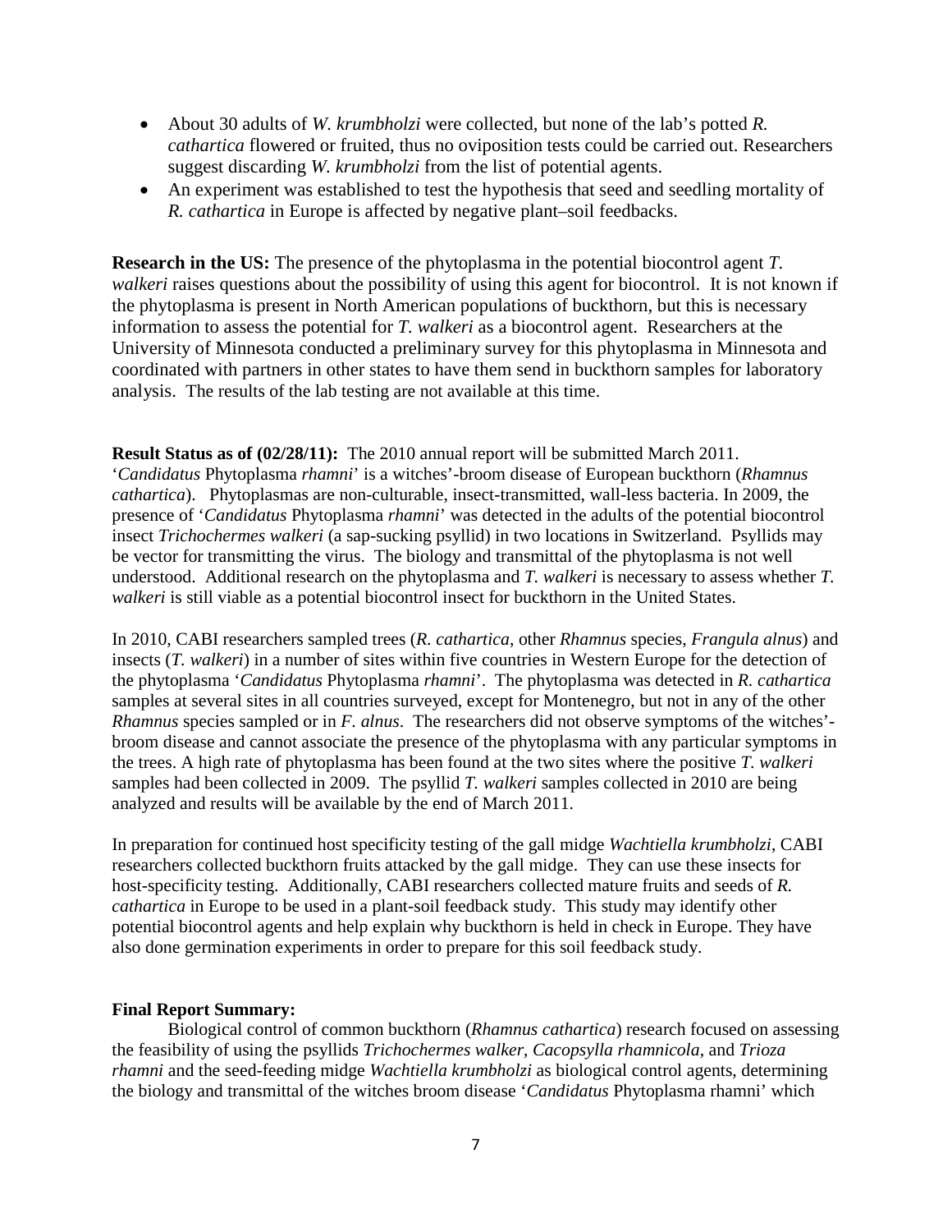- About 30 adults of *W. krumbholzi* were collected, but none of the lab's potted *R. cathartica* flowered or fruited, thus no oviposition tests could be carried out. Researchers suggest discarding *W. krumbholzi* from the list of potential agents.
- An experiment was established to test the hypothesis that seed and seedling mortality of *R. cathartica* in Europe is affected by negative plant–soil feedbacks.

**Research in the US:** The presence of the phytoplasma in the potential biocontrol agent *T. walkeri* raises questions about the possibility of using this agent for biocontrol. It is not known if the phytoplasma is present in North American populations of buckthorn, but this is necessary information to assess the potential for *T. walkeri* as a biocontrol agent. Researchers at the University of Minnesota conducted a preliminary survey for this phytoplasma in Minnesota and coordinated with partners in other states to have them send in buckthorn samples for laboratory analysis. The results of the lab testing are not available at this time.

**Result Status as of (02/28/11):** The 2010 annual report will be submitted March 2011. '*Candidatus* Phytoplasma *rhamni*' is a witches'-broom disease of European buckthorn (*Rhamnus cathartica*). Phytoplasmas are non-culturable, insect-transmitted, wall-less bacteria. In 2009, the presence of '*Candidatus* Phytoplasma *rhamni*' was detected in the adults of the potential biocontrol insect *Trichochermes walkeri* (a sap-sucking psyllid) in two locations in Switzerland. Psyllids may be vector for transmitting the virus. The biology and transmittal of the phytoplasma is not well understood. Additional research on the phytoplasma and *T. walkeri* is necessary to assess whether *T. walkeri* is still viable as a potential biocontrol insect for buckthorn in the United States.

In 2010, CABI researchers sampled trees (*R. cathartica*, other *Rhamnus* species, *Frangula alnus*) and insects (*T. walkeri*) in a number of sites within five countries in Western Europe for the detection of the phytoplasma '*Candidatus* Phytoplasma *rhamni*'. The phytoplasma was detected in *R. cathartica* samples at several sites in all countries surveyed, except for Montenegro, but not in any of the other *Rhamnus* species sampled or in *F. alnus*. The researchers did not observe symptoms of the witches'-broom disease and cannot associate the presence of the phytoplasma with any particular symptoms in the trees. A high rate of phytoplasma has been found at the two sites where the positive *T. walkeri* samples had been collected in 2009. The psyllid *T. walkeri* samples collected in 2010 are being analyzed and results will be available by the end of March 2011.

In preparation for continued host specificity testing of the gall midge *Wachtiella krumbholzi*, CABI researchers collected buckthorn fruits attacked by the gall midge. They can use these insects for host-specificity testing. Additionally, CABI researchers collected mature fruits and seeds of *R. cathartica* in Europe to be used in a plant-soil feedback study. This study may identify other potential biocontrol agents and help explain why buckthorn is held in check in Europe. They have also done germination experiments in order to prepare for this soil feedback study.

**Final Report Summary:**

Biological control of common buckthorn (*Rhamnus cathartica*) research focused on assessing the feasibility of using the psyllids *Trichochermes walker*, *Cacopsylla rhamnicola*, and *Trioza rhamni* and the seed-feeding midge *Wachtiella krumbholzi* as biological control agents, determining the biology and transmittal of the witches broom disease '*Candidatus* Phytoplasma rhamni' which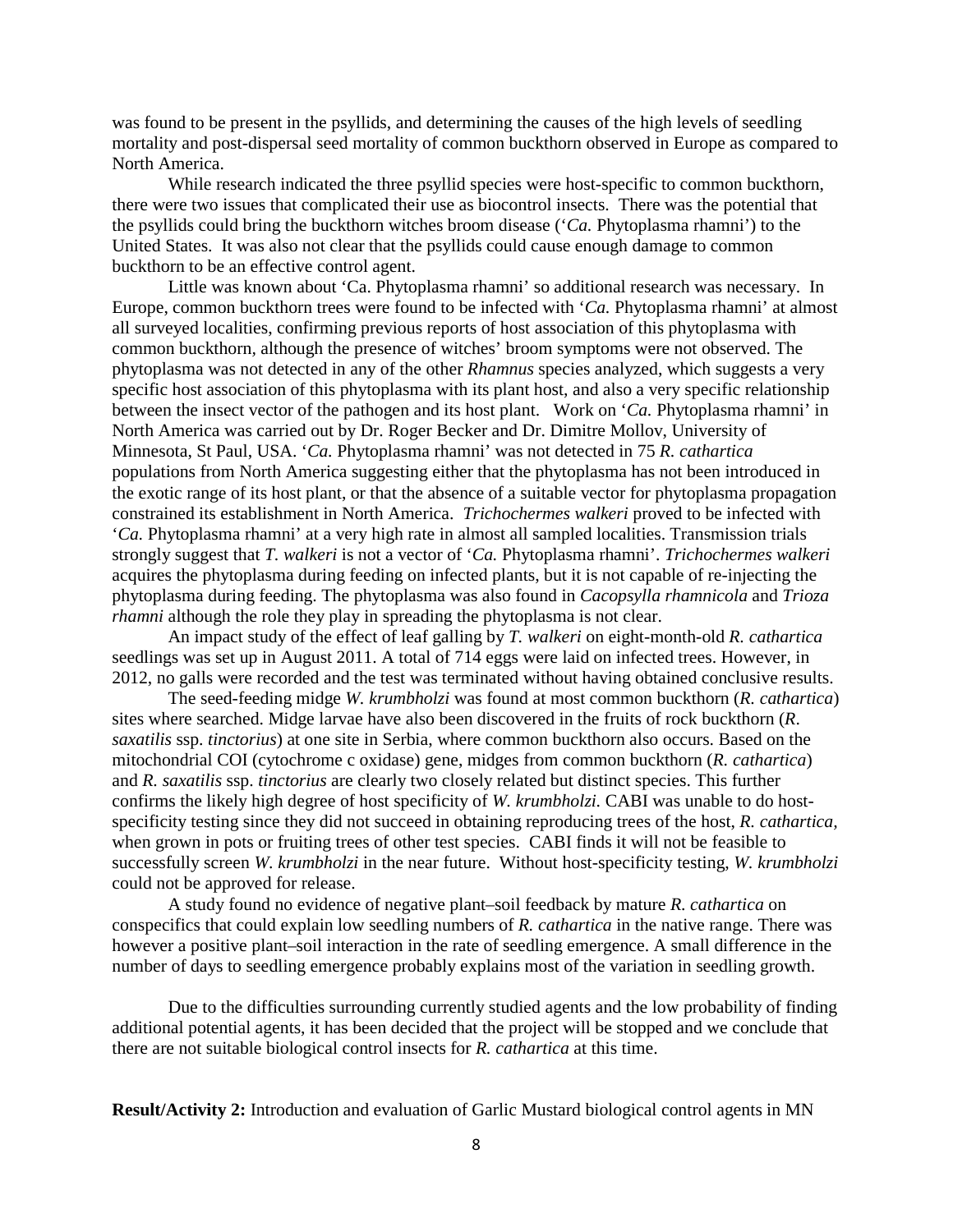was found to be present in the psyllids, and determining the causes of the high levels of seedling mortality and post-dispersal seed mortality of common buckthorn observed in Europe as compared to North America.

While research indicated the three psyllid species were host-specific to common buckthorn, there were two issues that complicated their use as biocontrol insects. There was the potential that the psyllids could bring the buckthorn witches broom disease ('*Ca.* Phytoplasma rhamni') to the United States. It was also not clear that the psyllids could cause enough damage to common buckthorn to be an effective control agent.

Little was known about 'Ca. Phytoplasma rhamni' so additional research was necessary. In Europe, common buckthorn trees were found to be infected with '*Ca.* Phytoplasma rhamni' at almost all surveyed localities, confirming previous reports of host association of this phytoplasma with common buckthorn, although the presence of witches' broom symptoms were not observed. The phytoplasma was not detected in any of the other *Rhamnus* species analyzed, which suggests a very specific host association of this phytoplasma with its plant host, and also a very specific relationship between the insect vector of the pathogen and its host plant. Work on '*Ca.* Phytoplasma rhamni' in North America was carried out by Dr. Roger Becker and Dr. Dimitre Mollov, University of Minnesota, St Paul, USA. '*Ca.* Phytoplasma rhamni' was not detected in 75 *R. cathartica* populations from North America suggesting either that the phytoplasma has not been introduced in the exotic range of its host plant, or that the absence of a suitable vector for phytoplasma propagation constrained its establishment in North America. *Trichochermes walkeri* proved to be infected with '*Ca.* Phytoplasma rhamni' at a very high rate in almost all sampled localities. Transmission trials strongly suggest that *T. walkeri* is not a vector of '*Ca.* Phytoplasma rhamni'. *Trichochermes walkeri* acquires the phytoplasma during feeding on infected plants, but it is not capable of re-injecting the phytoplasma during feeding. The phytoplasma was also found in *Cacopsylla rhamnicola* and *Trioza rhamni* although the role they play in spreading the phytoplasma is not clear.

An impact study of the effect of leaf galling by *T. walkeri* on eight-month-old *R. cathartica* seedlings was set up in August 2011. A total of 714 eggs were laid on infected trees. However, in 2012, no galls were recorded and the test was terminated without having obtained conclusive results.

The seed-feeding midge *W. krumbholzi* was found at most common buckthorn (*R. cathartica*) sites where searched. Midge larvae have also been discovered in the fruits of rock buckthorn (*R. saxatilis* ssp. *tinctorius*) at one site in Serbia, where common buckthorn also occurs. Based on the mitochondrial COI (cytochrome c oxidase) gene, midges from common buckthorn (*R. cathartica*) and *R. saxatilis* ssp. *tinctorius* are clearly two closely related but distinct species. This further confirms the likely high degree of host specificity of *W. krumbholzi*. CABI was unable to do host-specificity testing since they did not succeed in obtaining reproducing trees of the host, *R. cathartica*, when grown in pots or fruiting trees of other test species. CABI finds it will not be feasible to successfully screen *W. krumbholzi* in the near future. Without host-specificity testing, *W. krumbholzi* could not be approved for release.

A study found no evidence of negative plant–soil feedback by mature *R. cathartica* on conspecifics that could explain low seedling numbers of *R. cathartica* in the native range. There was however a positive plant–soil interaction in the rate of seedling emergence. A small difference in the number of days to seedling emergence probably explains most of the variation in seedling growth.

Due to the difficulties surrounding currently studied agents and the low probability of finding additional potential agents, it has been decided that the project will be stopped and we conclude that there are not suitable biological control insects for *R. cathartica* at this time.

**Result/Activity 2:** Introduction and evaluation of Garlic Mustard biological control agents in MN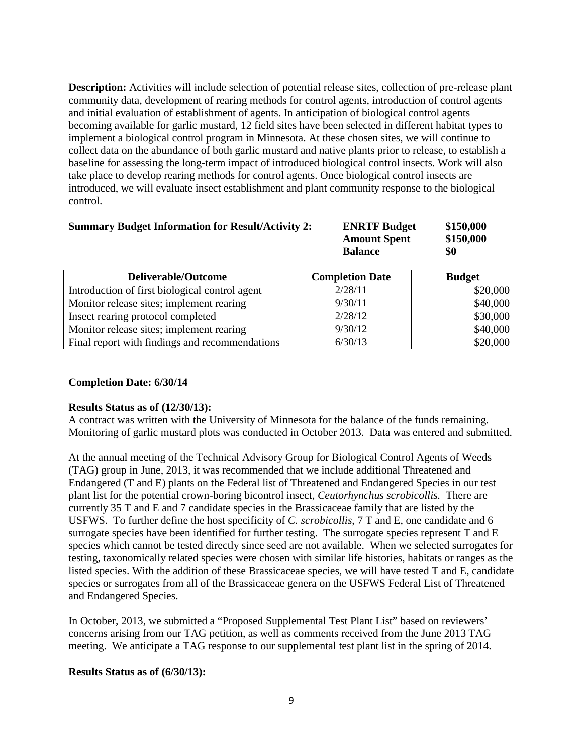**Description:** Activities will include selection of potential release sites, collection of pre-release plant community data, development of rearing methods for control agents, introduction of control agents and initial evaluation of establishment of agents. In anticipation of biological control agents becoming available for garlic mustard, 12 field sites have been selected in different habitat types to implement a biological control program in Minnesota. At these chosen sites, we will continue to collect data on the abundance of both garlic mustard and native plants prior to release, to establish a baseline for assessing the long-term impact of introduced biological control insects. Work will also take place to develop rearing methods for control agents. Once biological control insects are introduced, we will evaluate insect establishment and plant community response to the biological control.

**Summary Budget Information for Result/Activity 2:** **ENRTF Budget** **$150,000**
**Amount Spent** **$150,000**
**Balance** **$0**

| Deliverable/Outcome | Completion Date | Budget |
| --- | --- | --- |
| Introduction of first biological control agent | 2/28/11 | $20,000 |
| Monitor release sites; implement rearing | 9/30/11 | $40,000 |
| Insect rearing protocol completed | 2/28/12 | $30,000 |
| Monitor release sites; implement rearing | 9/30/12 | $40,000 |
| Final report with findings and recommendations | 6/30/13 | $20,000 |

**Completion Date: 6/30/14**

**Results Status as of (12/30/13):**
A contract was written with the University of Minnesota for the balance of the funds remaining. Monitoring of garlic mustard plots was conducted in October 2013. Data was entered and submitted.

At the annual meeting of the Technical Advisory Group for Biological Control Agents of Weeds (TAG) group in June, 2013, it was recommended that we include additional Threatened and Endangered (T and E) plants on the Federal list of Threatened and Endangered Species in our test plant list for the potential crown-boring bicontrol insect, *Ceutorhynchus scrobicollis.* There are currently 35 T and E and 7 candidate species in the Brassicaceae family that are listed by the USFWS. To further define the host specificity of *C. scrobicollis*, 7 T and E, one candidate and 6 surrogate species have been identified for further testing. The surrogate species represent T and E species which cannot be tested directly since seed are not available. When we selected surrogates for testing, taxonomically related species were chosen with similar life histories, habitats or ranges as the listed species. With the addition of these Brassicaceae species, we will have tested T and E, candidate species or surrogates from all of the Brassicaceae genera on the USFWS Federal List of Threatened and Endangered Species.

In October, 2013, we submitted a "Proposed Supplemental Test Plant List" based on reviewers' concerns arising from our TAG petition, as well as comments received from the June 2013 TAG meeting. We anticipate a TAG response to our supplemental test plant list in the spring of 2014.

**Results Status as of (6/30/13):**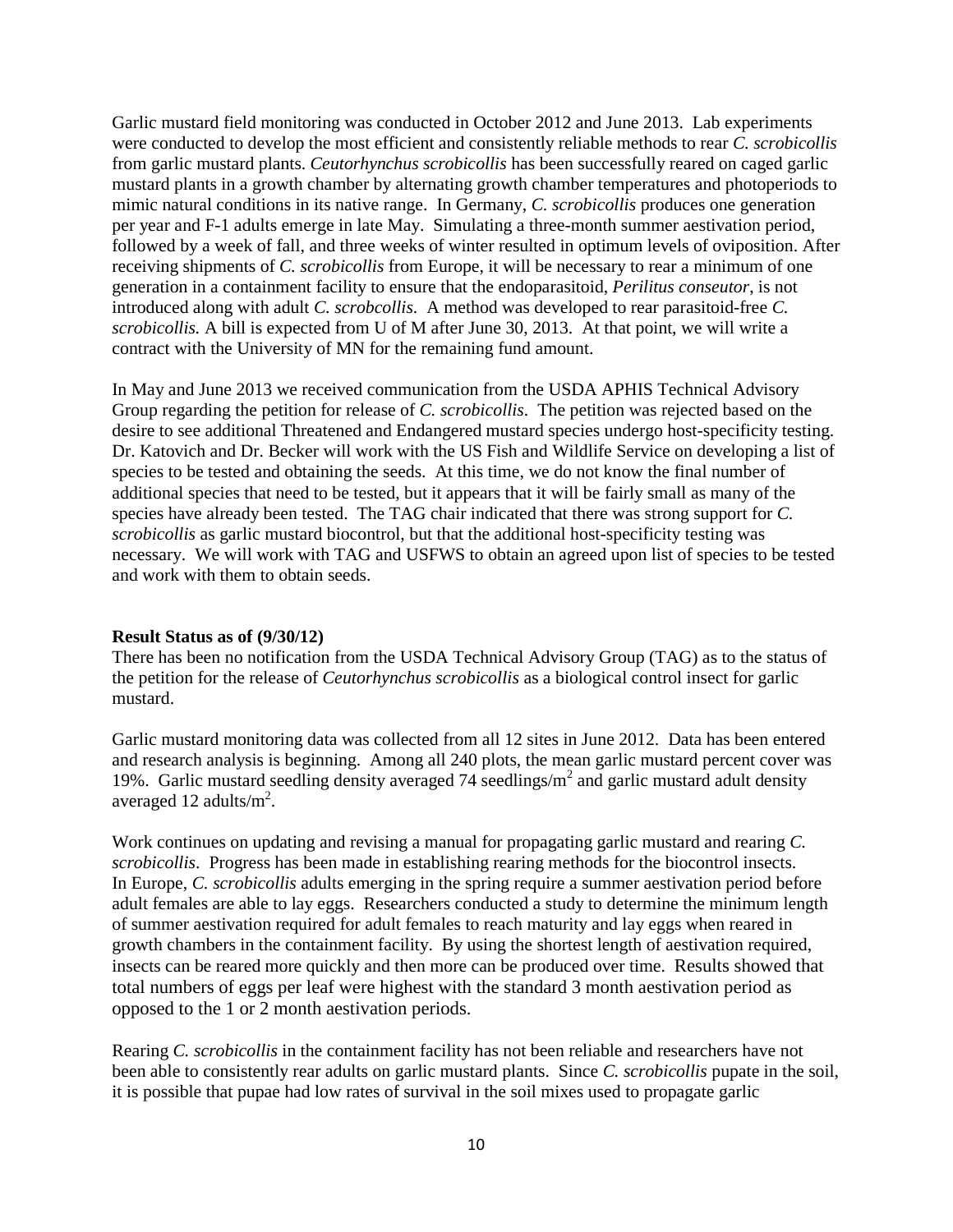Garlic mustard field monitoring was conducted in October 2012 and June 2013. Lab experiments were conducted to develop the most efficient and consistently reliable methods to rear *C. scrobicollis* from garlic mustard plants. *Ceutorhynchus scrobicollis* has been successfully reared on caged garlic mustard plants in a growth chamber by alternating growth chamber temperatures and photoperiods to mimic natural conditions in its native range. In Germany, *C. scrobicollis* produces one generation per year and F-1 adults emerge in late May. Simulating a three-month summer aestivation period, followed by a week of fall, and three weeks of winter resulted in optimum levels of oviposition. After receiving shipments of *C. scrobicollis* from Europe, it will be necessary to rear a minimum of one generation in a containment facility to ensure that the endoparasitoid, *Perilitus conseutor*, is not introduced along with adult *C. scrobcollis*. A method was developed to rear parasitoid-free *C. scrobicollis.* A bill is expected from U of M after June 30, 2013. At that point, we will write a contract with the University of MN for the remaining fund amount.

In May and June 2013 we received communication from the USDA APHIS Technical Advisory Group regarding the petition for release of *C. scrobicollis*. The petition was rejected based on the desire to see additional Threatened and Endangered mustard species undergo host-specificity testing. Dr. Katovich and Dr. Becker will work with the US Fish and Wildlife Service on developing a list of species to be tested and obtaining the seeds. At this time, we do not know the final number of additional species that need to be tested, but it appears that it will be fairly small as many of the species have already been tested. The TAG chair indicated that there was strong support for *C. scrobicollis* as garlic mustard biocontrol, but that the additional host-specificity testing was necessary. We will work with TAG and USFWS to obtain an agreed upon list of species to be tested and work with them to obtain seeds.

**Result Status as of (9/30/12)**

There has been no notification from the USDA Technical Advisory Group (TAG) as to the status of the petition for the release of *Ceutorhynchus scrobicollis* as a biological control insect for garlic mustard.

Garlic mustard monitoring data was collected from all 12 sites in June 2012. Data has been entered and research analysis is beginning. Among all 240 plots, the mean garlic mustard percent cover was 19%. Garlic mustard seedling density averaged 74 seedlings/$m^2$ and garlic mustard adult density averaged 12 adults/$m^2$.

Work continues on updating and revising a manual for propagating garlic mustard and rearing *C. scrobicollis*. Progress has been made in establishing rearing methods for the biocontrol insects. In Europe, *C. scrobicollis* adults emerging in the spring require a summer aestivation period before adult females are able to lay eggs. Researchers conducted a study to determine the minimum length of summer aestivation required for adult females to reach maturity and lay eggs when reared in growth chambers in the containment facility. By using the shortest length of aestivation required, insects can be reared more quickly and then more can be produced over time. Results showed that total numbers of eggs per leaf were highest with the standard 3 month aestivation period as opposed to the 1 or 2 month aestivation periods.

Rearing *C. scrobicollis* in the containment facility has not been reliable and researchers have not been able to consistently rear adults on garlic mustard plants. Since *C. scrobicollis* pupate in the soil, it is possible that pupae had low rates of survival in the soil mixes used to propagate garlic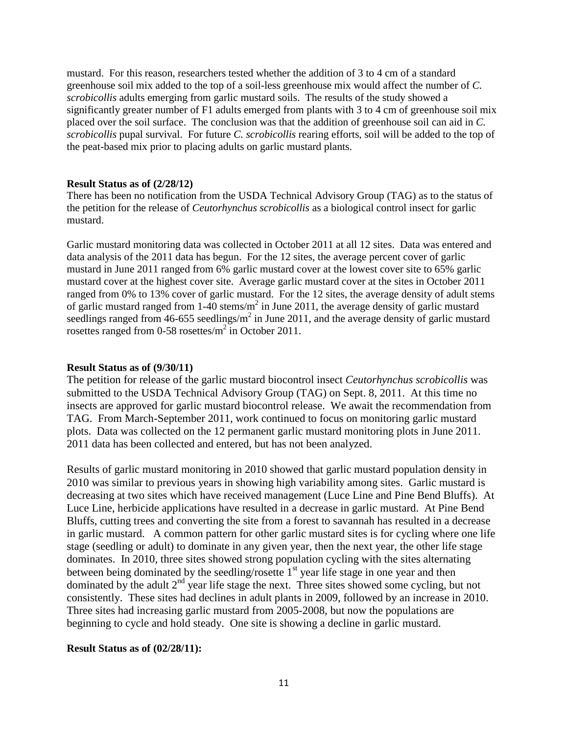mustard. For this reason, researchers tested whether the addition of 3 to 4 cm of a standard greenhouse soil mix added to the top of a soil-less greenhouse mix would affect the number of *C. scrobicollis* adults emerging from garlic mustard soils. The results of the study showed a significantly greater number of F1 adults emerged from plants with 3 to 4 cm of greenhouse soil mix placed over the soil surface. The conclusion was that the addition of greenhouse soil can aid in *C. scrobicollis* pupal survival. For future *C. scrobicollis* rearing efforts, soil will be added to the top of the peat-based mix prior to placing adults on garlic mustard plants.

**Result Status as of (2/28/12)**

There has been no notification from the USDA Technical Advisory Group (TAG) as to the status of the petition for the release of *Ceutorhynchus scrobicollis* as a biological control insect for garlic mustard.

Garlic mustard monitoring data was collected in October 2011 at all 12 sites. Data was entered and data analysis of the 2011 data has begun. For the 12 sites, the average percent cover of garlic mustard in June 2011 ranged from 6% garlic mustard cover at the lowest cover site to 65% garlic mustard cover at the highest cover site. Average garlic mustard cover at the sites in October 2011 ranged from 0% to 13% cover of garlic mustard. For the 12 sites, the average density of adult stems of garlic mustard ranged from 1-40 stems/$m^2$ in June 2011, the average density of garlic mustard seedlings ranged from 46-655 seedlings/$m^2$ in June 2011, and the average density of garlic mustard rosettes ranged from 0-58 rosettes/$m^2$ in October 2011.

**Result Status as of (9/30/11)**

The petition for release of the garlic mustard biocontrol insect *Ceutorhynchus scrobicollis* was submitted to the USDA Technical Advisory Group (TAG) on Sept. 8, 2011. At this time no insects are approved for garlic mustard biocontrol release. We await the recommendation from TAG. From March-September 2011, work continued to focus on monitoring garlic mustard plots. Data was collected on the 12 permanent garlic mustard monitoring plots in June 2011. 2011 data has been collected and entered, but has not been analyzed.

Results of garlic mustard monitoring in 2010 showed that garlic mustard population density in 2010 was similar to previous years in showing high variability among sites. Garlic mustard is decreasing at two sites which have received management (Luce Line and Pine Bend Bluffs). At Luce Line, herbicide applications have resulted in a decrease in garlic mustard. At Pine Bend Bluffs, cutting trees and converting the site from a forest to savannah has resulted in a decrease in garlic mustard. A common pattern for other garlic mustard sites is for cycling where one life stage (seedling or adult) to dominate in any given year, then the next year, the other life stage dominates. In 2010, three sites showed strong population cycling with the sites alternating between being dominated by the seedling/rosette 1st year life stage in one year and then dominated by the adult 2nd year life stage the next. Three sites showed some cycling, but not consistently. These sites had declines in adult plants in 2009, followed by an increase in 2010. Three sites had increasing garlic mustard from 2005-2008, but now the populations are beginning to cycle and hold steady. One site is showing a decline in garlic mustard.

**Result Status as of (02/28/11):**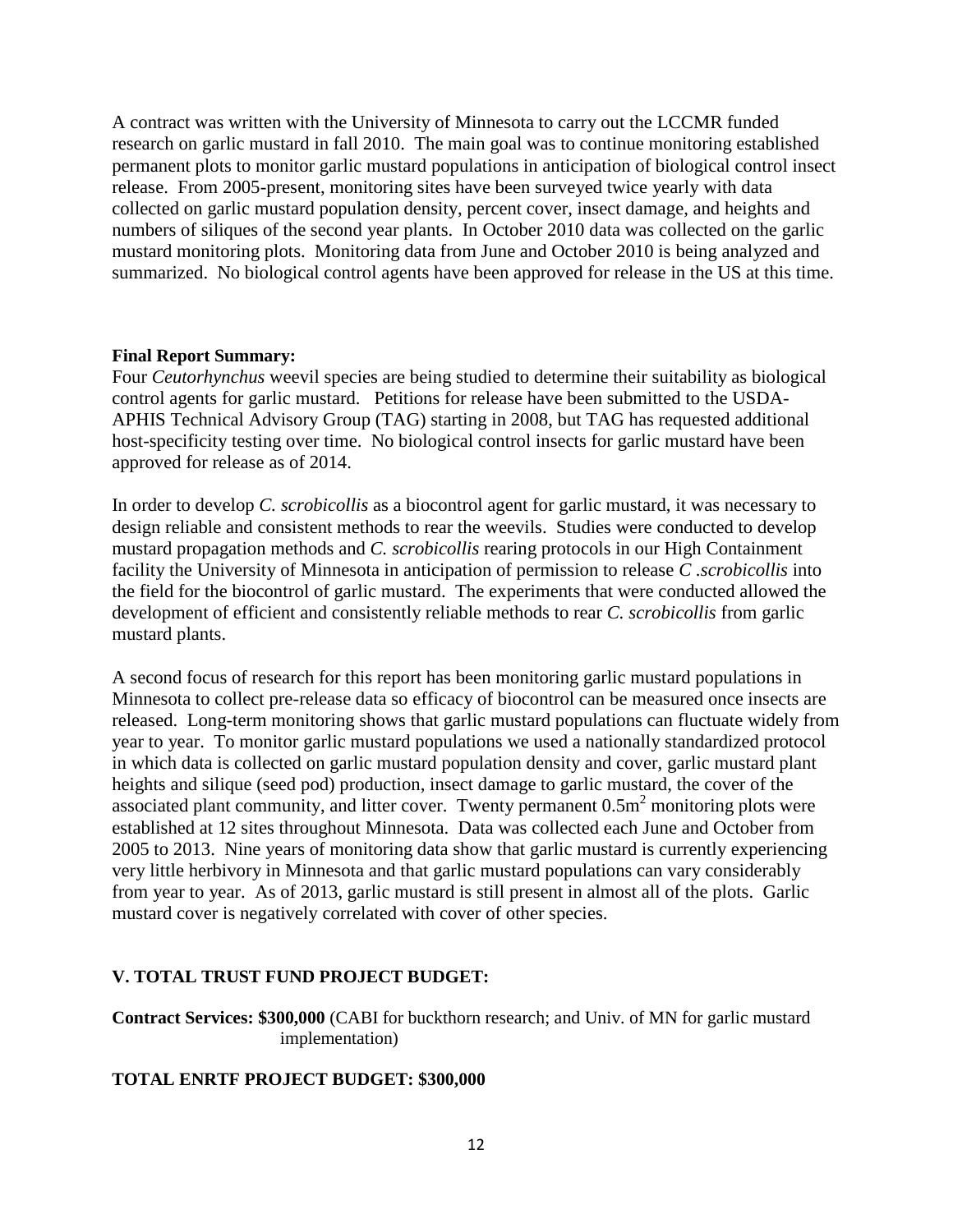A contract was written with the University of Minnesota to carry out the LCCMR funded research on garlic mustard in fall 2010. The main goal was to continue monitoring established permanent plots to monitor garlic mustard populations in anticipation of biological control insect release. From 2005-present, monitoring sites have been surveyed twice yearly with data collected on garlic mustard population density, percent cover, insect damage, and heights and numbers of siliques of the second year plants. In October 2010 data was collected on the garlic mustard monitoring plots. Monitoring data from June and October 2010 is being analyzed and summarized. No biological control agents have been approved for release in the US at this time.

**Final Report Summary:**

Four *Ceutorhynchus* weevil species are being studied to determine their suitability as biological control agents for garlic mustard. Petitions for release have been submitted to the USDA-APHIS Technical Advisory Group (TAG) starting in 2008, but TAG has requested additional host-specificity testing over time. No biological control insects for garlic mustard have been approved for release as of 2014.

In order to develop *C. scrobicollis* as a biocontrol agent for garlic mustard, it was necessary to design reliable and consistent methods to rear the weevils. Studies were conducted to develop mustard propagation methods and *C. scrobicollis* rearing protocols in our High Containment facility the University of Minnesota in anticipation of permission to release *C .scrobicollis* into the field for the biocontrol of garlic mustard. The experiments that were conducted allowed the development of efficient and consistently reliable methods to rear *C. scrobicollis* from garlic mustard plants.

A second focus of research for this report has been monitoring garlic mustard populations in Minnesota to collect pre-release data so efficacy of biocontrol can be measured once insects are released. Long-term monitoring shows that garlic mustard populations can fluctuate widely from year to year. To monitor garlic mustard populations we used a nationally standardized protocol in which data is collected on garlic mustard population density and cover, garlic mustard plant heights and silique (seed pod) production, insect damage to garlic mustard, the cover of the associated plant community, and litter cover. Twenty permanent $0.5m^2$ monitoring plots were established at 12 sites throughout Minnesota. Data was collected each June and October from 2005 to 2013. Nine years of monitoring data show that garlic mustard is currently experiencing very little herbivory in Minnesota and that garlic mustard populations can vary considerably from year to year. As of 2013, garlic mustard is still present in almost all of the plots. Garlic mustard cover is negatively correlated with cover of other species.

**V. TOTAL TRUST FUND PROJECT BUDGET:**

**Contract Services: $300,000** (CABI for buckthorn research; and Univ. of MN for garlic mustard implementation)

**TOTAL ENRTF PROJECT BUDGET: $300,000**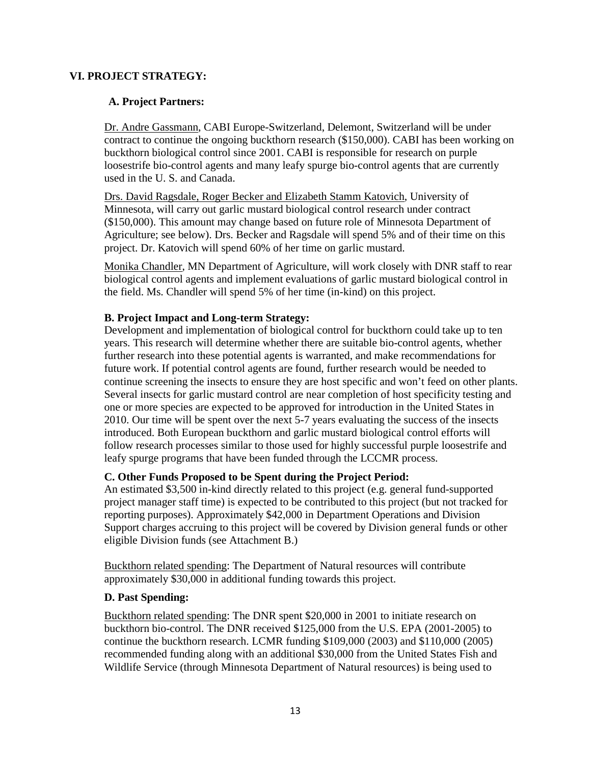## VI. PROJECT STRATEGY:

### A. Project Partners:

Dr. Andre Gassmann, CABI Europe-Switzerland, Delemont, Switzerland will be under contract to continue the ongoing buckthorn research ($150,000). CABI has been working on buckthorn biological control since 2001. CABI is responsible for research on purple loosestrife bio-control agents and many leafy spurge bio-control agents that are currently used in the U. S. and Canada.

Drs. David Ragsdale, Roger Becker and Elizabeth Stamm Katovich, University of Minnesota, will carry out garlic mustard biological control research under contract ($150,000). This amount may change based on future role of Minnesota Department of Agriculture; see below). Drs. Becker and Ragsdale will spend 5% and of their time on this project. Dr. Katovich will spend 60% of her time on garlic mustard.

Monika Chandler, MN Department of Agriculture, will work closely with DNR staff to rear biological control agents and implement evaluations of garlic mustard biological control in the field. Ms. Chandler will spend 5% of her time (in-kind) on this project.

### B. Project Impact and Long-term Strategy:

Development and implementation of biological control for buckthorn could take up to ten years. This research will determine whether there are suitable bio-control agents, whether further research into these potential agents is warranted, and make recommendations for future work. If potential control agents are found, further research would be needed to continue screening the insects to ensure they are host specific and won't feed on other plants. Several insects for garlic mustard control are near completion of host specificity testing and one or more species are expected to be approved for introduction in the United States in 2010. Our time will be spent over the next 5-7 years evaluating the success of the insects introduced. Both European buckthorn and garlic mustard biological control efforts will follow research processes similar to those used for highly successful purple loosestrife and leafy spurge programs that have been funded through the LCCMR process.

### C. Other Funds Proposed to be Spent during the Project Period:

An estimated $3,500 in-kind directly related to this project (e.g. general fund-supported project manager staff time) is expected to be contributed to this project (but not tracked for reporting purposes). Approximately $42,000 in Department Operations and Division Support charges accruing to this project will be covered by Division general funds or other eligible Division funds (see Attachment B.)

Buckthorn related spending: The Department of Natural resources will contribute approximately $30,000 in additional funding towards this project.

### D. Past Spending:

Buckthorn related spending: The DNR spent $20,000 in 2001 to initiate research on buckthorn bio-control. The DNR received $125,000 from the U.S. EPA (2001-2005) to continue the buckthorn research. LCMR funding $109,000 (2003) and $110,000 (2005) recommended funding along with an additional $30,000 from the United States Fish and Wildlife Service (through Minnesota Department of Natural resources) is being used to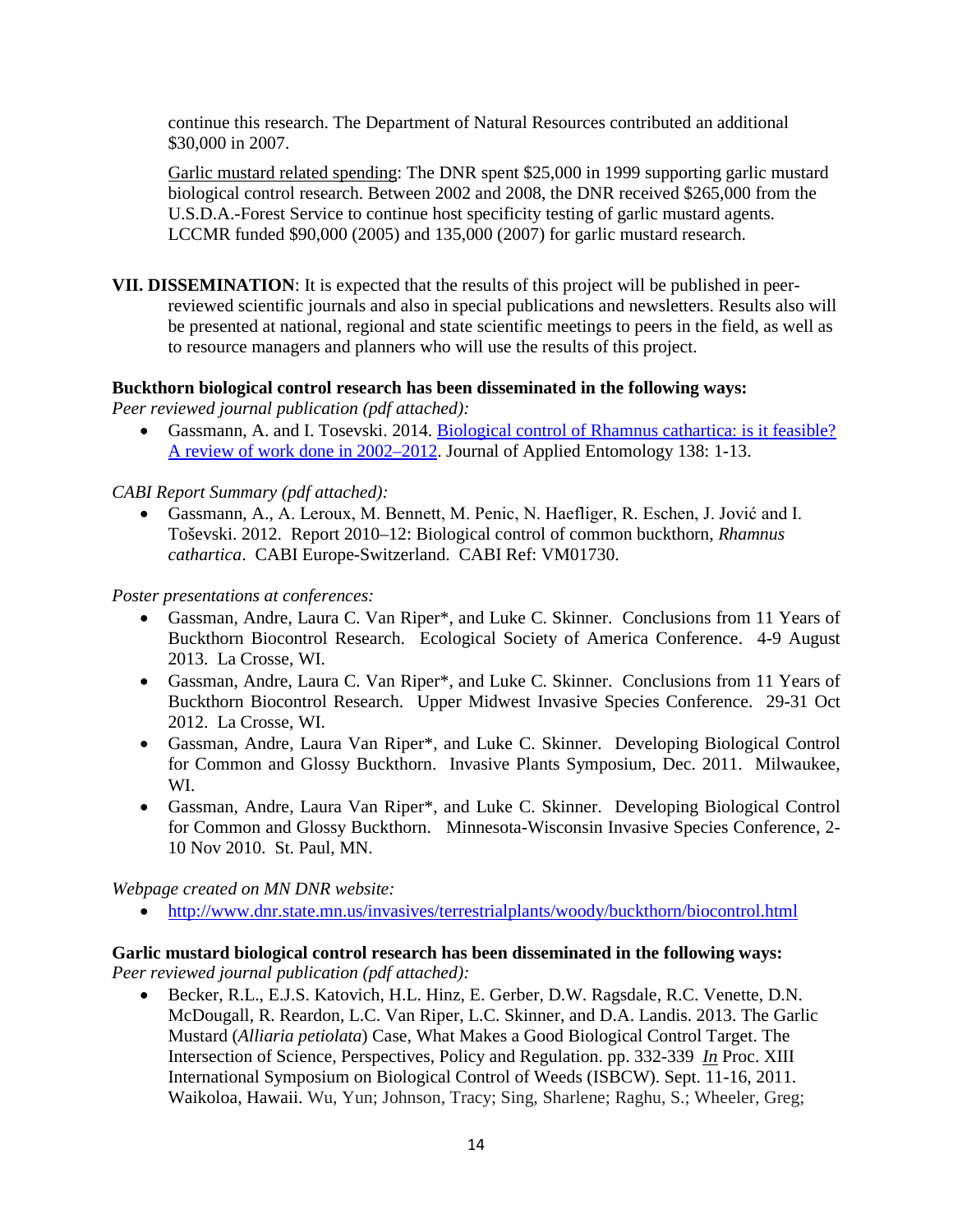continue this research. The Department of Natural Resources contributed an additional $30,000 in 2007.

Garlic mustard related spending: The DNR spent $25,000 in 1999 supporting garlic mustard biological control research. Between 2002 and 2008, the DNR received $265,000 from the U.S.D.A.-Forest Service to continue host specificity testing of garlic mustard agents. LCCMR funded $90,000 (2005) and 135,000 (2007) for garlic mustard research.

**VII. DISSEMINATION**: It is expected that the results of this project will be published in peer-reviewed scientific journals and also in special publications and newsletters. Results also will be presented at national, regional and state scientific meetings to peers in the field, as well as to resource managers and planners who will use the results of this project.

**Buckthorn biological control research has been disseminated in the following ways:**

*Peer reviewed journal publication (pdf attached):*

- Gassmann, A. and I. Tosevski. 2014. Biological control of Rhamnus cathartica: is it feasible? A review of work done in 2002–2012. Journal of Applied Entomology 138: 1-13.

*CABI Report Summary (pdf attached):*

- Gassmann, A., A. Leroux, M. Bennett, M. Penic, N. Haefliger, R. Eschen, J. Jović and I. Toševski. 2012. Report 2010–12: Biological control of common buckthorn, *Rhamnus cathartica*. CABI Europe-Switzerland. CABI Ref: VM01730.

*Poster presentations at conferences:*

- Gassman, Andre, Laura C. Van Riper*, and Luke C. Skinner. Conclusions from 11 Years of Buckthorn Biocontrol Research. Ecological Society of America Conference. 4-9 August 2013. La Crosse, WI.
- Gassman, Andre, Laura C. Van Riper*, and Luke C. Skinner. Conclusions from 11 Years of Buckthorn Biocontrol Research. Upper Midwest Invasive Species Conference. 29-31 Oct 2012. La Crosse, WI.
- Gassman, Andre, Laura Van Riper*, and Luke C. Skinner. Developing Biological Control for Common and Glossy Buckthorn. Invasive Plants Symposium, Dec. 2011. Milwaukee, WI.
- Gassman, Andre, Laura Van Riper*, and Luke C. Skinner. Developing Biological Control for Common and Glossy Buckthorn. Minnesota-Wisconsin Invasive Species Conference, 2-10 Nov 2010. St. Paul, MN.

*Webpage created on MN DNR website:*

- http://www.dnr.state.mn.us/invasives/terrestrialplants/woody/buckthorn/biocontrol.html

**Garlic mustard biological control research has been disseminated in the following ways:**

*Peer reviewed journal publication (pdf attached):*

- Becker, R.L., E.J.S. Katovich, H.L. Hinz, E. Gerber, D.W. Ragsdale, R.C. Venette, D.N. McDougall, R. Reardon, L.C. Van Riper, L.C. Skinner, and D.A. Landis. 2013. The Garlic Mustard (*Alliaria petiolata*) Case, What Makes a Good Biological Control Target. The Intersection of Science, Perspectives, Policy and Regulation. pp. 332-339 *In* Proc. XIII International Symposium on Biological Control of Weeds (ISBCW). Sept. 11-16, 2011. Waikoloa, Hawaii. Wu, Yun; Johnson, Tracy; Sing, Sharlene; Raghu, S.; Wheeler, Greg;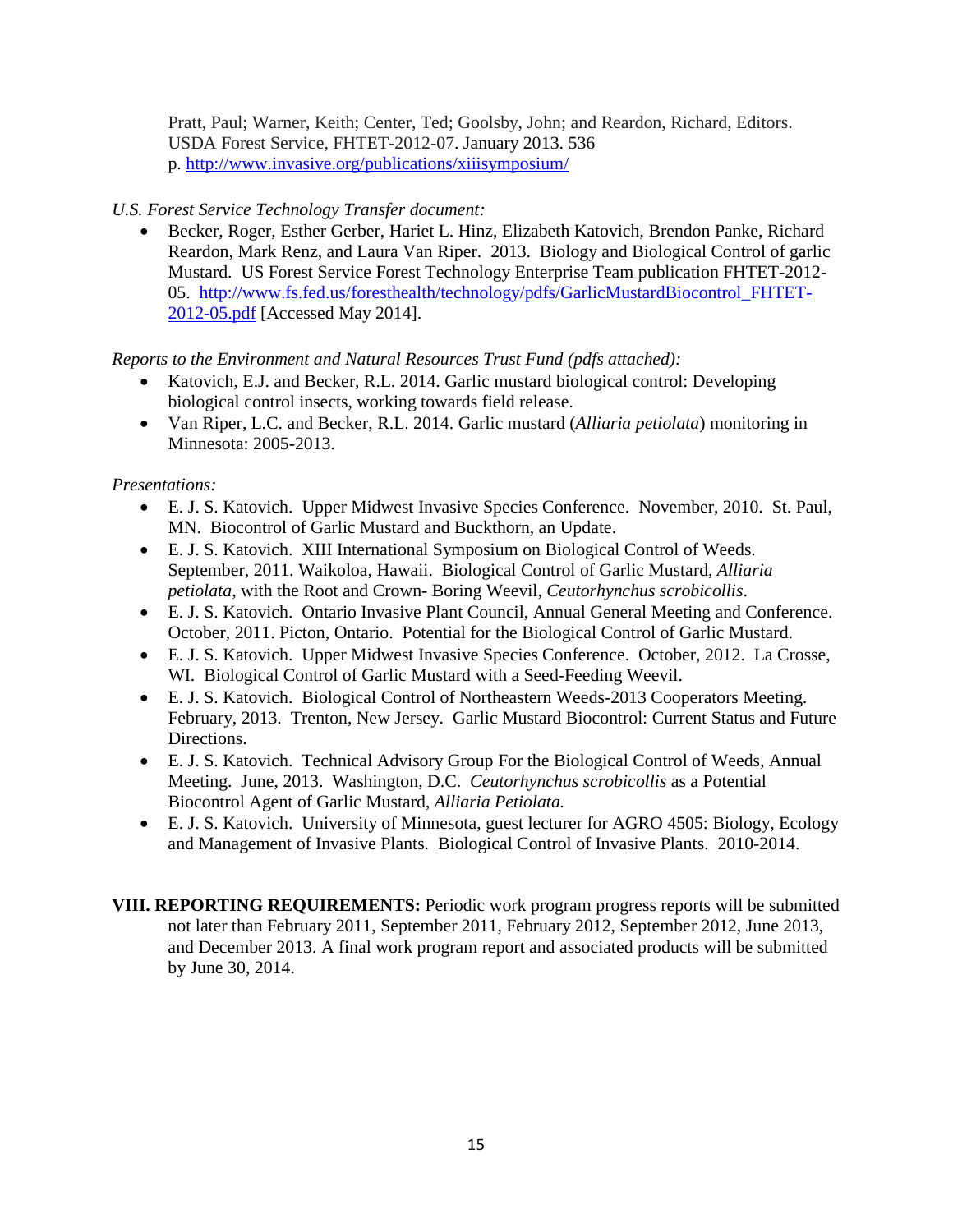Pratt, Paul; Warner, Keith; Center, Ted; Goolsby, John; and Reardon, Richard, Editors. USDA Forest Service, FHTET-2012-07. January 2013. 536 p. http://www.invasive.org/publications/xiiisymposium/

*U.S. Forest Service Technology Transfer document:*

- Becker, Roger, Esther Gerber, Hariet L. Hinz, Elizabeth Katovich, Brendon Panke, Richard Reardon, Mark Renz, and Laura Van Riper. 2013. Biology and Biological Control of garlic Mustard. US Forest Service Forest Technology Enterprise Team publication FHTET-2012-05. http://www.fs.fed.us/foresthealth/technology/pdfs/GarlicMustardBiocontrol_FHTET-2012-05.pdf [Accessed May 2014].

*Reports to the Environment and Natural Resources Trust Fund (pdfs attached):*

- Katovich, E.J. and Becker, R.L. 2014. Garlic mustard biological control: Developing biological control insects, working towards field release.
- Van Riper, L.C. and Becker, R.L. 2014. Garlic mustard (*Alliaria petiolata*) monitoring in Minnesota: 2005-2013.

*Presentations:*

- E. J. S. Katovich. Upper Midwest Invasive Species Conference. November, 2010. St. Paul, MN. Biocontrol of Garlic Mustard and Buckthorn, an Update.
- E. J. S. Katovich. XIII International Symposium on Biological Control of Weeds. September, 2011. Waikoloa, Hawaii. Biological Control of Garlic Mustard, *Alliaria petiolata*, with the Root and Crown- Boring Weevil, *Ceutorhynchus scrobicollis*.
- E. J. S. Katovich. Ontario Invasive Plant Council, Annual General Meeting and Conference. October, 2011. Picton, Ontario. Potential for the Biological Control of Garlic Mustard.
- E. J. S. Katovich. Upper Midwest Invasive Species Conference. October, 2012. La Crosse, WI. Biological Control of Garlic Mustard with a Seed-Feeding Weevil.
- E. J. S. Katovich. Biological Control of Northeastern Weeds-2013 Cooperators Meeting. February, 2013. Trenton, New Jersey. Garlic Mustard Biocontrol: Current Status and Future Directions.
- E. J. S. Katovich. Technical Advisory Group For the Biological Control of Weeds, Annual Meeting. June, 2013. Washington, D.C. *Ceutorhynchus scrobicollis* as a Potential Biocontrol Agent of Garlic Mustard, *Alliaria Petiolata.*
- E. J. S. Katovich. University of Minnesota, guest lecturer for AGRO 4505: Biology, Ecology and Management of Invasive Plants. Biological Control of Invasive Plants. 2010-2014.

**VIII. REPORTING REQUIREMENTS:** Periodic work program progress reports will be submitted not later than February 2011, September 2011, February 2012, September 2012, June 2013, and December 2013. A final work program report and associated products will be submitted by June 30, 2014.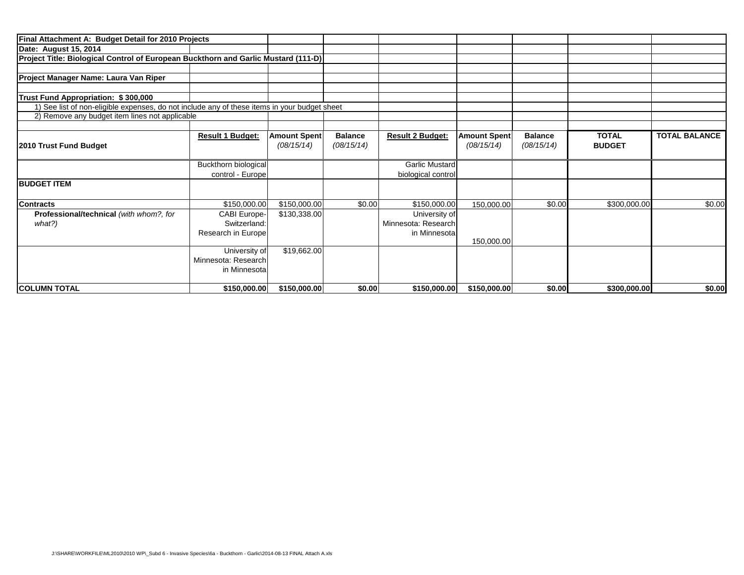**Final Attachment A: Budget Detail for 2010 Projects**

**Date: August 15, 2014**

**Project Title: Biological Control of European Buckthorn and Garlic Mustard (111-D)**

**Project Manager Name: Laura Van Riper**

**Trust Fund Appropriation: $ 300,000**

1) See list of non-eligible expenses, do not include any of these items in your budget sheet

2) Remove any budget item lines not applicable

| 2010 Trust Fund Budget | Result 1 Budget: | Amount Spent *(08/15/14)* | Balance *(08/15/14)* | Result 2 Budget: | Amount Spent *(08/15/14)* | Balance *(08/15/14)* | TOTAL BUDGET | TOTAL BALANCE |
|---|---|---|---|---|---|---|---|---|
| | Buckthorn biological control - Europe | | | Garlic Mustard biological control | | | | |
| **BUDGET ITEM** | | | | | | | | |
| **Contracts** | $150,000.00 | $150,000.00 | $0.00 | $150,000.00 | 150,000.00 | $0.00 | $300,000.00 | $0.00 |
| **Professional/technical** *(with whom?, for what?)* | CABI Europe-Switzerland: Research in Europe | $130,338.00 | | University of Minnesota: Research in Minnesota | 150,000.00 | | | |
| | University of Minnesota: Research in Minnesota | $19,662.00 | | | | | | |
| **COLUMN TOTAL** | **$150,000.00** | **$150,000.00** | **$0.00** | **$150,000.00** | **$150,000.00** | **$0.00** | **$300,000.00** | **$0.00** |

J:\SHARE\WORKFILE\ML2010\2010 WP\_Subd 6 - Invasive Species\6a - Buckthorn - Garlic\2014-08-13 FINAL Attach A.xls